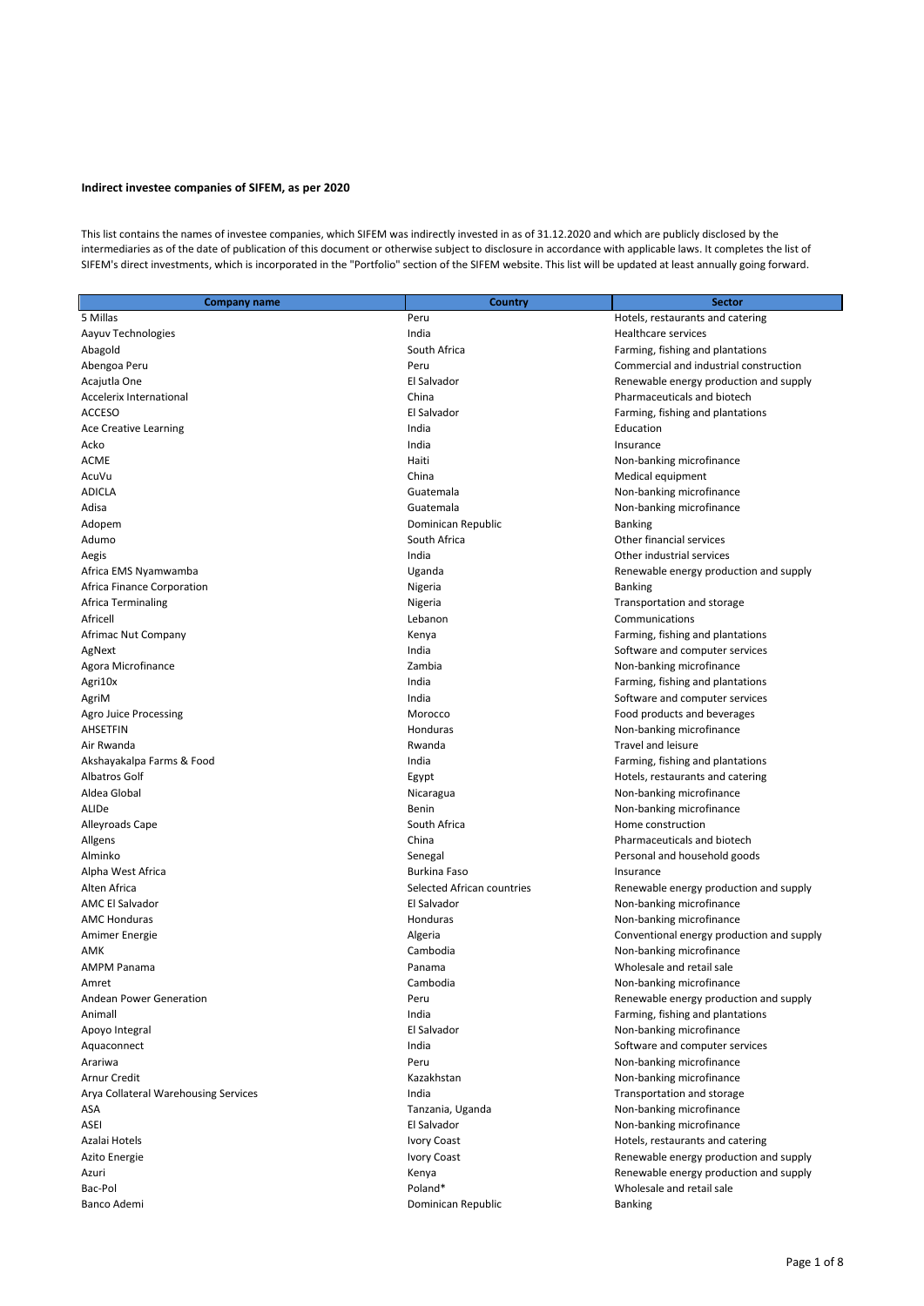**Indirect investee companies of SIFEM, as per 2020**

This list contains the names of investee companies, which SIFEM was indirectly invested in as of 31.12.2020 and which are publicly disclosed by the intermediaries as of the date of publication of this document or otherwise subject to disclosure in accordance with applicable laws. It completes the list of SIFEM's direct investments, which is incorporated in the "Portfolio" section of the SIFEM website. This list will be updated at least annually going forward.

| Company name | Country | Sector |
|---|---|---|
| 5 Millas | Peru | Hotels, restaurants and catering |
| Aayuv Technologies | India | Healthcare services |
| Abagold | South Africa | Farming, fishing and plantations |
| Abengoa Peru | Peru | Commercial and industrial construction |
| Acajutla One | El Salvador | Renewable energy production and supply |
| Accelerix International | China | Pharmaceuticals and biotech |
| ACCESO | El Salvador | Farming, fishing and plantations |
| Ace Creative Learning | India | Education |
| Acko | India | Insurance |
| ACME | Haiti | Non-banking microfinance |
| AcuVu | China | Medical equipment |
| ADICLA | Guatemala | Non-banking microfinance |
| Adisa | Guatemala | Non-banking microfinance |
| Adopem | Dominican Republic | Banking |
| Adumo | South Africa | Other financial services |
| Aegis | India | Other industrial services |
| Africa EMS Nyamwamba | Uganda | Renewable energy production and supply |
| Africa Finance Corporation | Nigeria | Banking |
| Africa Terminaling | Nigeria | Transportation and storage |
| Africell | Lebanon | Communications |
| Afrimac Nut Company | Kenya | Farming, fishing and plantations |
| AgNext | India | Software and computer services |
| Agora Microfinance | Zambia | Non-banking microfinance |
| Agri10x | India | Farming, fishing and plantations |
| AgriM | India | Software and computer services |
| Agro Juice Processing | Morocco | Food products and beverages |
| AHSETFIN | Honduras | Non-banking microfinance |
| Air Rwanda | Rwanda | Travel and leisure |
| Akshayakalpa Farms & Food | India | Farming, fishing and plantations |
| Albatros Golf | Egypt | Hotels, restaurants and catering |
| Aldea Global | Nicaragua | Non-banking microfinance |
| ALIDe | Benin | Non-banking microfinance |
| Alleyroads Cape | South Africa | Home construction |
| Allgens | China | Pharmaceuticals and biotech |
| Alminko | Senegal | Personal and household goods |
| Alpha West Africa | Burkina Faso | Insurance |
| Alten Africa | Selected African countries | Renewable energy production and supply |
| AMC El Salvador | El Salvador | Non-banking microfinance |
| AMC Honduras | Honduras | Non-banking microfinance |
| Amimer Energie | Algeria | Conventional energy production and supply |
| AMK | Cambodia | Non-banking microfinance |
| AMPM Panama | Panama | Wholesale and retail sale |
| Amret | Cambodia | Non-banking microfinance |
| Andean Power Generation | Peru | Renewable energy production and supply |
| Animall | India | Farming, fishing and plantations |
| Apoyo Integral | El Salvador | Non-banking microfinance |
| Aquaconnect | India | Software and computer services |
| Arariwa | Peru | Non-banking microfinance |
| Arnur Credit | Kazakhstan | Non-banking microfinance |
| Arya Collateral Warehousing Services | India | Transportation and storage |
| ASA | Tanzania, Uganda | Non-banking microfinance |
| ASEI | El Salvador | Non-banking microfinance |
| Azalai Hotels | Ivory Coast | Hotels, restaurants and catering |
| Azito Energie | Ivory Coast | Renewable energy production and supply |
| Azuri | Kenya | Renewable energy production and supply |
| Bac-Pol | Poland* | Wholesale and retail sale |
| Banco Ademi | Dominican Republic | Banking |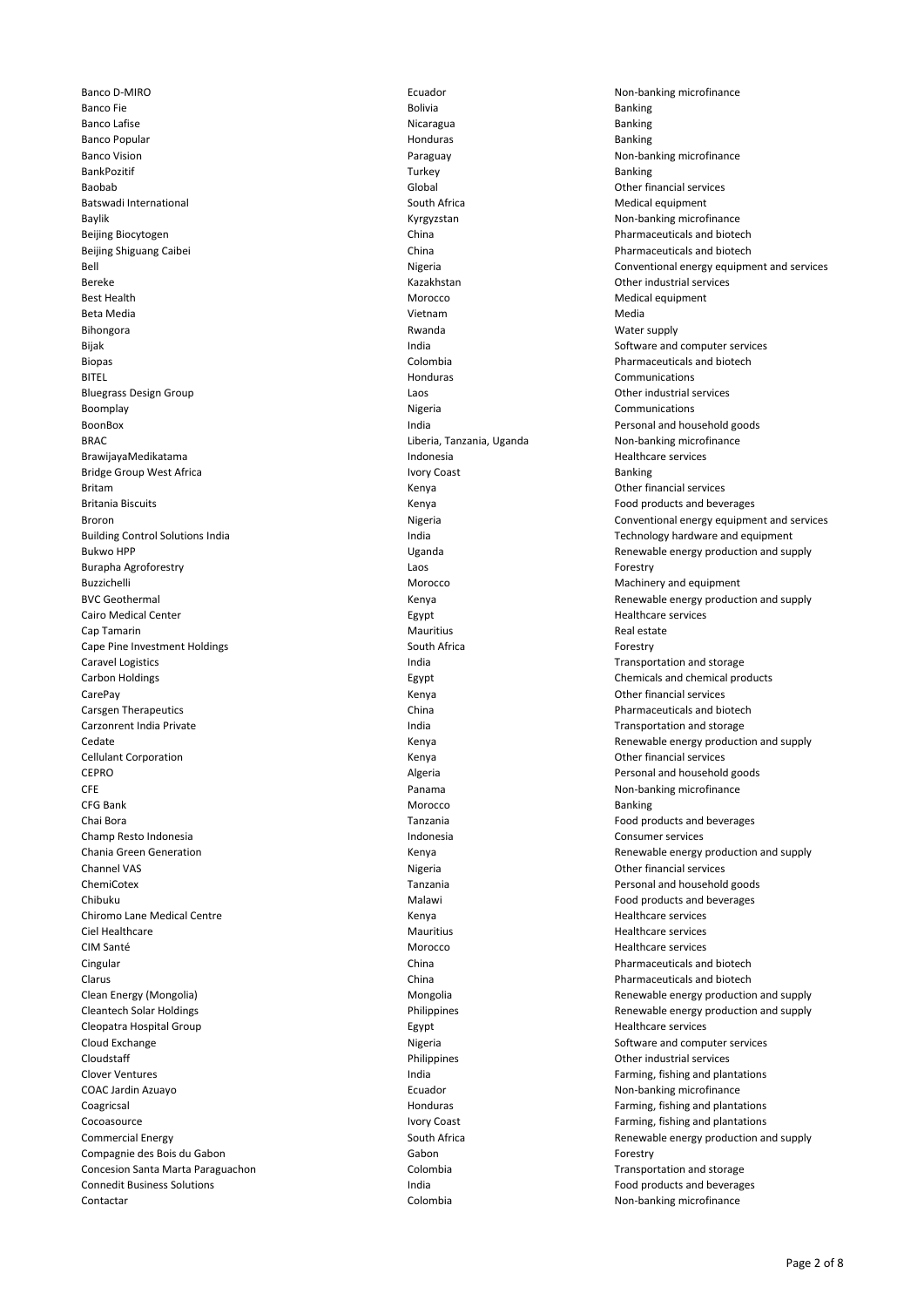| | | |
|---|---|---|
| Banco D-MIRO | Ecuador | Non-banking microfinance |
| Banco Fie | Bolivia | Banking |
| Banco Lafise | Nicaragua | Banking |
| Banco Popular | Honduras | Banking |
| Banco Vision | Paraguay | Non-banking microfinance |
| BankPozitif | Turkey | Banking |
| Baobab | Global | Other financial services |
| Batswadi International | South Africa | Medical equipment |
| Baylik | Kyrgyzstan | Non-banking microfinance |
| Beijing Biocytogen | China | Pharmaceuticals and biotech |
| Beijing Shiguang Caibei | China | Pharmaceuticals and biotech |
| Bell | Nigeria | Conventional energy equipment and services |
| Bereke | Kazakhstan | Other industrial services |
| Best Health | Morocco | Medical equipment |
| Beta Media | Vietnam | Media |
| Bihongora | Rwanda | Water supply |
| Bijak | India | Software and computer services |
| Biopas | Colombia | Pharmaceuticals and biotech |
| BITEL | Honduras | Communications |
| Bluegrass Design Group | Laos | Other industrial services |
| Boomplay | Nigeria | Communications |
| BoonBox | India | Personal and household goods |
| BRAC | Liberia, Tanzania, Uganda | Non-banking microfinance |
| BrawijayaMedikatama | Indonesia | Healthcare services |
| Bridge Group West Africa | Ivory Coast | Banking |
| Britam | Kenya | Other financial services |
| Britania Biscuits | Kenya | Food products and beverages |
| Broron | Nigeria | Conventional energy equipment and services |
| Building Control Solutions India | India | Technology hardware and equipment |
| Bukwo HPP | Uganda | Renewable energy production and supply |
| Burapha Agroforestry | Laos | Forestry |
| Buzzichelli | Morocco | Machinery and equipment |
| BVC Geothermal | Kenya | Renewable energy production and supply |
| Cairo Medical Center | Egypt | Healthcare services |
| Cap Tamarin | Mauritius | Real estate |
| Cape Pine Investment Holdings | South Africa | Forestry |
| Caravel Logistics | India | Transportation and storage |
| Carbon Holdings | Egypt | Chemicals and chemical products |
| CarePay | Kenya | Other financial services |
| Carsgen Therapeutics | China | Pharmaceuticals and biotech |
| Carzonrent India Private | India | Transportation and storage |
| Cedate | Kenya | Renewable energy production and supply |
| Cellulant Corporation | Kenya | Other financial services |
| CEPRO | Algeria | Personal and household goods |
| CFE | Panama | Non-banking microfinance |
| CFG Bank | Morocco | Banking |
| Chai Bora | Tanzania | Food products and beverages |
| Champ Resto Indonesia | Indonesia | Consumer services |
| Chania Green Generation | Kenya | Renewable energy production and supply |
| Channel VAS | Nigeria | Other financial services |
| ChemiCotex | Tanzania | Personal and household goods |
| Chibuku | Malawi | Food products and beverages |
| Chiromo Lane Medical Centre | Kenya | Healthcare services |
| Ciel Healthcare | Mauritius | Healthcare services |
| CIM Santé | Morocco | Healthcare services |
| Cingular | China | Pharmaceuticals and biotech |
| Clarus | China | Pharmaceuticals and biotech |
| Clean Energy (Mongolia) | Mongolia | Renewable energy production and supply |
| Cleantech Solar Holdings | Philippines | Renewable energy production and supply |
| Cleopatra Hospital Group | Egypt | Healthcare services |
| Cloud Exchange | Nigeria | Software and computer services |
| Cloudstaff | Philippines | Other industrial services |
| Clover Ventures | India | Farming, fishing and plantations |
| COAC Jardin Azuayo | Ecuador | Non-banking microfinance |
| Coagricsal | Honduras | Farming, fishing and plantations |
| Cocoasource | Ivory Coast | Farming, fishing and plantations |
| Commercial Energy | South Africa | Renewable energy production and supply |
| Compagnie des Bois du Gabon | Gabon | Forestry |
| Concesion Santa Marta Paraguachon | Colombia | Transportation and storage |
| Connedit Business Solutions | India | Food products and beverages |
| Contactar | Colombia | Non-banking microfinance |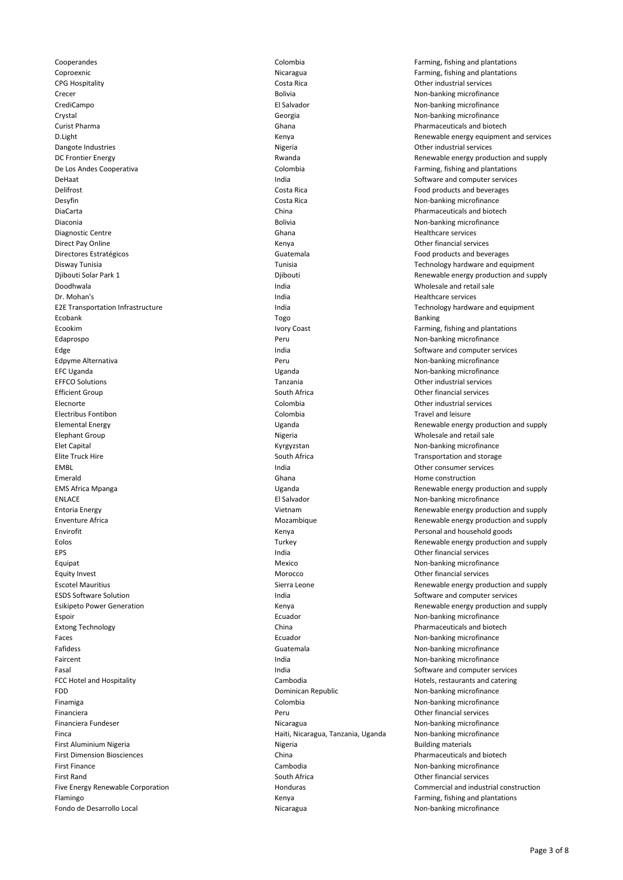| | | |
|---|---|---|
| Cooperandes | Colombia | Farming, fishing and plantations |
| Coproexnic | Nicaragua | Farming, fishing and plantations |
| CPG Hospitality | Costa Rica | Other industrial services |
| Crecer | Bolivia | Non-banking microfinance |
| CrediCampo | El Salvador | Non-banking microfinance |
| Crystal | Georgia | Non-banking microfinance |
| Curist Pharma | Ghana | Pharmaceuticals and biotech |
| D.Light | Kenya | Renewable energy equipment and services |
| Dangote Industries | Nigeria | Other industrial services |
| DC Frontier Energy | Rwanda | Renewable energy production and supply |
| De Los Andes Cooperativa | Colombia | Farming, fishing and plantations |
| DeHaat | India | Software and computer services |
| Delifrost | Costa Rica | Food products and beverages |
| Desyfin | Costa Rica | Non-banking microfinance |
| DiaCarta | China | Pharmaceuticals and biotech |
| Diaconia | Bolivia | Non-banking microfinance |
| Diagnostic Centre | Ghana | Healthcare services |
| Direct Pay Online | Kenya | Other financial services |
| Directores Estratégicos | Guatemala | Food products and beverages |
| Disway Tunisia | Tunisia | Technology hardware and equipment |
| Djibouti Solar Park 1 | Djibouti | Renewable energy production and supply |
| Doodhwala | India | Wholesale and retail sale |
| Dr. Mohan's | India | Healthcare services |
| E2E Transportation Infrastructure | India | Technology hardware and equipment |
| Ecobank | Togo | Banking |
| Ecookim | Ivory Coast | Farming, fishing and plantations |
| Edaprospo | Peru | Non-banking microfinance |
| Edge | India | Software and computer services |
| Edpyme Alternativa | Peru | Non-banking microfinance |
| EFC Uganda | Uganda | Non-banking microfinance |
| EFFCO Solutions | Tanzania | Other industrial services |
| Efficient Group | South Africa | Other financial services |
| Elecnorte | Colombia | Other industrial services |
| Electribus Fontibon | Colombia | Travel and leisure |
| Elemental Energy | Uganda | Renewable energy production and supply |
| Elephant Group | Nigeria | Wholesale and retail sale |
| Elet Capital | Kyrgyzstan | Non-banking microfinance |
| Elite Truck Hire | South Africa | Transportation and storage |
| EMBL | India | Other consumer services |
| Emerald | Ghana | Home construction |
| EMS Africa Mpanga | Uganda | Renewable energy production and supply |
| ENLACE | El Salvador | Non-banking microfinance |
| Entoria Energy | Vietnam | Renewable energy production and supply |
| Enventure Africa | Mozambique | Renewable energy production and supply |
| Envirofit | Kenya | Personal and household goods |
| Eolos | Turkey | Renewable energy production and supply |
| EPS | India | Other financial services |
| Equipat | Mexico | Non-banking microfinance |
| Equity Invest | Morocco | Other financial services |
| Escotel Mauritius | Sierra Leone | Renewable energy production and supply |
| ESDS Software Solution | India | Software and computer services |
| Esikipeto Power Generation | Kenya | Renewable energy production and supply |
| Espoir | Ecuador | Non-banking microfinance |
| Extong Technology | China | Pharmaceuticals and biotech |
| Faces | Ecuador | Non-banking microfinance |
| Fafidess | Guatemala | Non-banking microfinance |
| Faircent | India | Non-banking microfinance |
| Fasal | India | Software and computer services |
| FCC Hotel and Hospitality | Cambodia | Hotels, restaurants and catering |
| FDD | Dominican Republic | Non-banking microfinance |
| Finamiga | Colombia | Non-banking microfinance |
| Financiera | Peru | Other financial services |
| Financiera Fundeser | Nicaragua | Non-banking microfinance |
| Finca | Haiti, Nicaragua, Tanzania, Uganda | Non-banking microfinance |
| First Aluminium Nigeria | Nigeria | Building materials |
| First Dimension Biosciences | China | Pharmaceuticals and biotech |
| First Finance | Cambodia | Non-banking microfinance |
| First Rand | South Africa | Other financial services |
| Five Energy Renewable Corporation | Honduras | Commercial and industrial construction |
| Flamingo | Kenya | Farming, fishing and plantations |
| Fondo de Desarrollo Local | Nicaragua | Non-banking microfinance |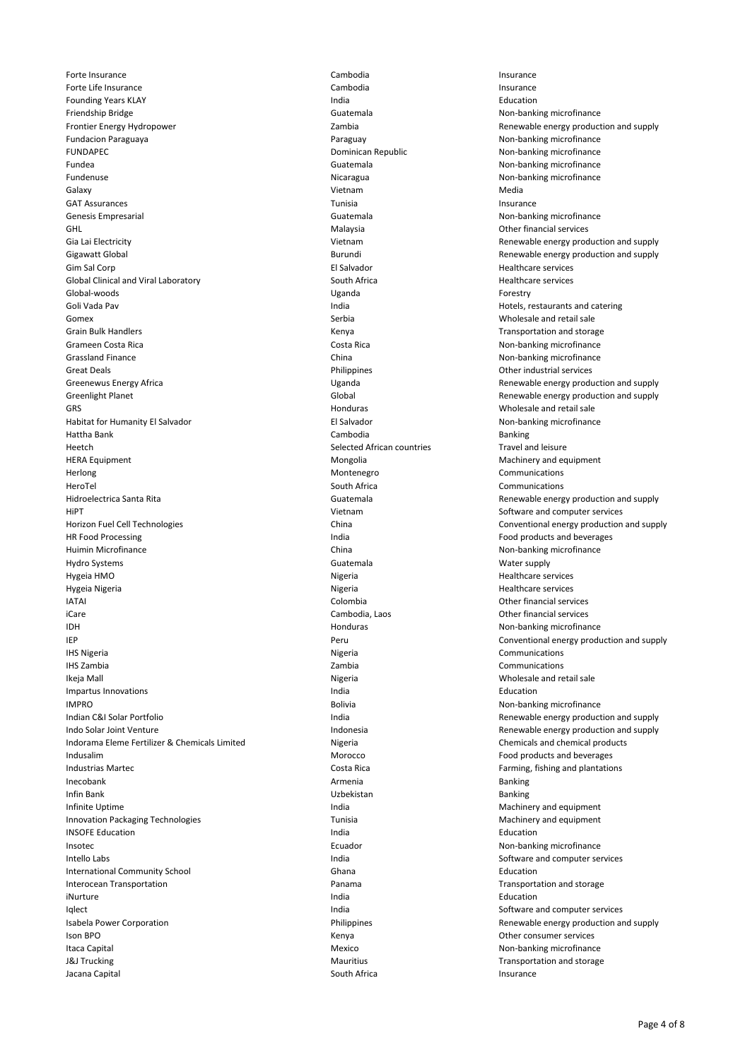| | | |
|---|---|---|
| Forte Insurance | Cambodia | Insurance |
| Forte Life Insurance | Cambodia | Insurance |
| Founding Years KLAY | India | Education |
| Friendship Bridge | Guatemala | Non-banking microfinance |
| Frontier Energy Hydropower | Zambia | Renewable energy production and supply |
| Fundacion Paraguaya | Paraguay | Non-banking microfinance |
| FUNDAPEC | Dominican Republic | Non-banking microfinance |
| Fundea | Guatemala | Non-banking microfinance |
| Fundenuse | Nicaragua | Non-banking microfinance |
| Galaxy | Vietnam | Media |
| GAT Assurances | Tunisia | Insurance |
| Genesis Empresarial | Guatemala | Non-banking microfinance |
| GHL | Malaysia | Other financial services |
| Gia Lai Electricity | Vietnam | Renewable energy production and supply |
| Gigawatt Global | Burundi | Renewable energy production and supply |
| Gim Sal Corp | El Salvador | Healthcare services |
| Global Clinical and Viral Laboratory | South Africa | Healthcare services |
| Global-woods | Uganda | Forestry |
| Goli Vada Pav | India | Hotels, restaurants and catering |
| Gomex | Serbia | Wholesale and retail sale |
| Grain Bulk Handlers | Kenya | Transportation and storage |
| Grameen Costa Rica | Costa Rica | Non-banking microfinance |
| Grassland Finance | China | Non-banking microfinance |
| Great Deals | Philippines | Other industrial services |
| Greenewus Energy Africa | Uganda | Renewable energy production and supply |
| Greenlight Planet | Global | Renewable energy production and supply |
| GRS | Honduras | Wholesale and retail sale |
| Habitat for Humanity El Salvador | El Salvador | Non-banking microfinance |
| Hattha Bank | Cambodia | Banking |
| Heetch | Selected African countries | Travel and leisure |
| HERA Equipment | Mongolia | Machinery and equipment |
| Herlong | Montenegro | Communications |
| HeroTel | South Africa | Communications |
| Hidroelectrica Santa Rita | Guatemala | Renewable energy production and supply |
| HiPT | Vietnam | Software and computer services |
| Horizon Fuel Cell Technologies | China | Conventional energy production and supply |
| HR Food Processing | India | Food products and beverages |
| Huimin Microfinance | China | Non-banking microfinance |
| Hydro Systems | Guatemala | Water supply |
| Hygeia HMO | Nigeria | Healthcare services |
| Hygeia Nigeria | Nigeria | Healthcare services |
| IATAI | Colombia | Other financial services |
| iCare | Cambodia, Laos | Other financial services |
| IDH | Honduras | Non-banking microfinance |
| IEP | Peru | Conventional energy production and supply |
| IHS Nigeria | Nigeria | Communications |
| IHS Zambia | Zambia | Communications |
| Ikeja Mall | Nigeria | Wholesale and retail sale |
| Impartus Innovations | India | Education |
| IMPRO | Bolivia | Non-banking microfinance |
| Indian C&I Solar Portfolio | India | Renewable energy production and supply |
| Indo Solar Joint Venture | Indonesia | Renewable energy production and supply |
| Indorama Eleme Fertilizer & Chemicals Limited | Nigeria | Chemicals and chemical products |
| Indusalim | Morocco | Food products and beverages |
| Industrias Martec | Costa Rica | Farming, fishing and plantations |
| Inecobank | Armenia | Banking |
| Infin Bank | Uzbekistan | Banking |
| Infinite Uptime | India | Machinery and equipment |
| Innovation Packaging Technologies | Tunisia | Machinery and equipment |
| INSOFE Education | India | Education |
| Insotec | Ecuador | Non-banking microfinance |
| Intello Labs | India | Software and computer services |
| International Community School | Ghana | Education |
| Interocean Transportation | Panama | Transportation and storage |
| iNurture | India | Education |
| Iqlect | India | Software and computer services |
| Isabela Power Corporation | Philippines | Renewable energy production and supply |
| Ison BPO | Kenya | Other consumer services |
| Itaca Capital | Mexico | Non-banking microfinance |
| J&J Trucking | Mauritius | Transportation and storage |
| Jacana Capital | South Africa | Insurance |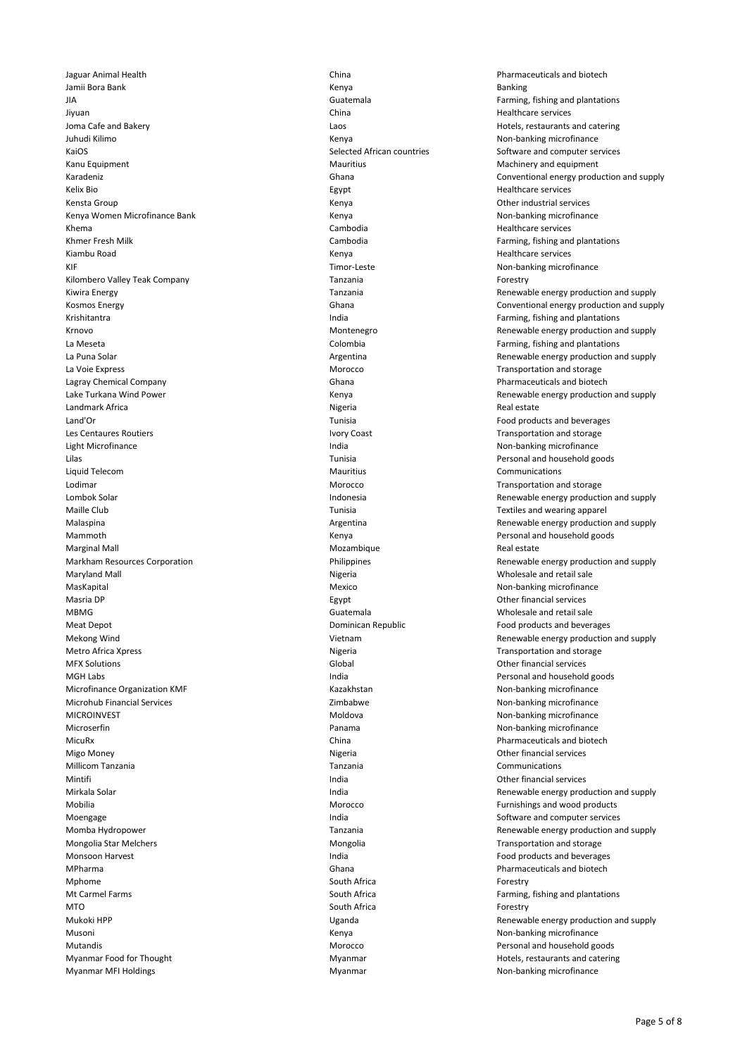| | | |
|---|---|---|
| Jaguar Animal Health | China | Pharmaceuticals and biotech |
| Jamii Bora Bank | Kenya | Banking |
| JIA | Guatemala | Farming, fishing and plantations |
| Jiyuan | China | Healthcare services |
| Joma Cafe and Bakery | Laos | Hotels, restaurants and catering |
| Juhudi Kilimo | Kenya | Non-banking microfinance |
| KaiOS | Selected African countries | Software and computer services |
| Kanu Equipment | Mauritius | Machinery and equipment |
| Karadeniz | Ghana | Conventional energy production and supply |
| Kelix Bio | Egypt | Healthcare services |
| Kensta Group | Kenya | Other industrial services |
| Kenya Women Microfinance Bank | Kenya | Non-banking microfinance |
| Khema | Cambodia | Healthcare services |
| Khmer Fresh Milk | Cambodia | Farming, fishing and plantations |
| Kiambu Road | Kenya | Healthcare services |
| KIF | Timor-Leste | Non-banking microfinance |
| Kilombero Valley Teak Company | Tanzania | Forestry |
| Kiwira Energy | Tanzania | Renewable energy production and supply |
| Kosmos Energy | Ghana | Conventional energy production and supply |
| Krishitantra | India | Farming, fishing and plantations |
| Krnovo | Montenegro | Renewable energy production and supply |
| La Meseta | Colombia | Farming, fishing and plantations |
| La Puna Solar | Argentina | Renewable energy production and supply |
| La Voie Express | Morocco | Transportation and storage |
| Lagray Chemical Company | Ghana | Pharmaceuticals and biotech |
| Lake Turkana Wind Power | Kenya | Renewable energy production and supply |
| Landmark Africa | Nigeria | Real estate |
| Land'Or | Tunisia | Food products and beverages |
| Les Centaures Routiers | Ivory Coast | Transportation and storage |
| Light Microfinance | India | Non-banking microfinance |
| Lilas | Tunisia | Personal and household goods |
| Liquid Telecom | Mauritius | Communications |
| Lodimar | Morocco | Transportation and storage |
| Lombok Solar | Indonesia | Renewable energy production and supply |
| Maille Club | Tunisia | Textiles and wearing apparel |
| Malaspina | Argentina | Renewable energy production and supply |
| Mammoth | Kenya | Personal and household goods |
| Marginal Mall | Mozambique | Real estate |
| Markham Resources Corporation | Philippines | Renewable energy production and supply |
| Maryland Mall | Nigeria | Wholesale and retail sale |
| MasKapital | Mexico | Non-banking microfinance |
| Masria DP | Egypt | Other financial services |
| MBMG | Guatemala | Wholesale and retail sale |
| Meat Depot | Dominican Republic | Food products and beverages |
| Mekong Wind | Vietnam | Renewable energy production and supply |
| Metro Africa Xpress | Nigeria | Transportation and storage |
| MFX Solutions | Global | Other financial services |
| MGH Labs | India | Personal and household goods |
| Microfinance Organization KMF | Kazakhstan | Non-banking microfinance |
| Microhub Financial Services | Zimbabwe | Non-banking microfinance |
| MICROINVEST | Moldova | Non-banking microfinance |
| Microserfin | Panama | Non-banking microfinance |
| MicuRx | China | Pharmaceuticals and biotech |
| Migo Money | Nigeria | Other financial services |
| Millicom Tanzania | Tanzania | Communications |
| Mintifi | India | Other financial services |
| Mirkala Solar | India | Renewable energy production and supply |
| Mobilia | Morocco | Furnishings and wood products |
| Moengage | India | Software and computer services |
| Momba Hydropower | Tanzania | Renewable energy production and supply |
| Mongolia Star Melchers | Mongolia | Transportation and storage |
| Monsoon Harvest | India | Food products and beverages |
| MPharma | Ghana | Pharmaceuticals and biotech |
| Mphome | South Africa | Forestry |
| Mt Carmel Farms | South Africa | Farming, fishing and plantations |
| MTO | South Africa | Forestry |
| Mukoki HPP | Uganda | Renewable energy production and supply |
| Musoni | Kenya | Non-banking microfinance |
| Mutandis | Morocco | Personal and household goods |
| Myanmar Food for Thought | Myanmar | Hotels, restaurants and catering |
| Myanmar MFI Holdings | Myanmar | Non-banking microfinance |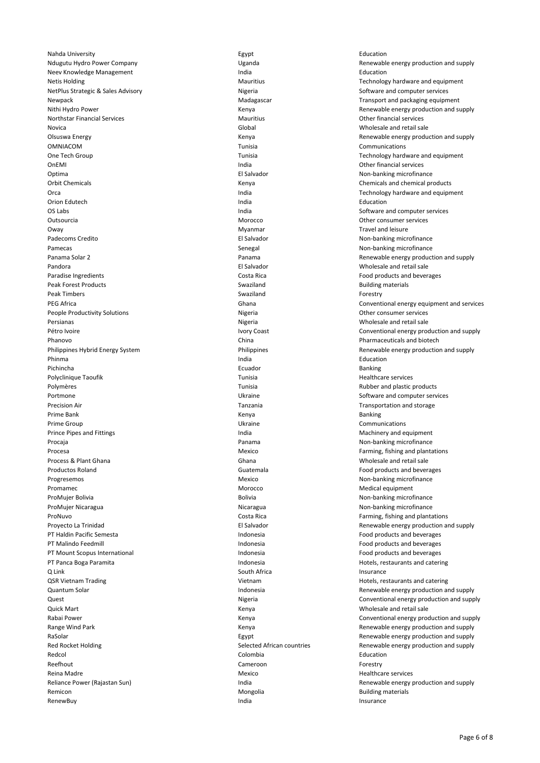| | | |
|---|---|---|
| Nahda University | Egypt | Education |
| Ndugutu Hydro Power Company | Uganda | Renewable energy production and supply |
| Neev Knowledge Management | India | Education |
| Netis Holding | Mauritius | Technology hardware and equipment |
| NetPlus Strategic & Sales Advisory | Nigeria | Software and computer services |
| Newpack | Madagascar | Transport and packaging equipment |
| Nithi Hydro Power | Kenya | Renewable energy production and supply |
| Northstar Financial Services | Mauritius | Other financial services |
| Novica | Global | Wholesale and retail sale |
| Olsuswa Energy | Kenya | Renewable energy production and supply |
| OMNIACOM | Tunisia | Communications |
| One Tech Group | Tunisia | Technology hardware and equipment |
| OnEMI | India | Other financial services |
| Optima | El Salvador | Non-banking microfinance |
| Orbit Chemicals | Kenya | Chemicals and chemical products |
| Orca | India | Technology hardware and equipment |
| Orion Edutech | India | Education |
| OS Labs | India | Software and computer services |
| Outsourcia | Morocco | Other consumer services |
| Oway | Myanmar | Travel and leisure |
| Padecoms Credito | El Salvador | Non-banking microfinance |
| Pamecas | Senegal | Non-banking microfinance |
| Panama Solar 2 | Panama | Renewable energy production and supply |
| Pandora | El Salvador | Wholesale and retail sale |
| Paradise Ingredients | Costa Rica | Food products and beverages |
| Peak Forest Products | Swaziland | Building materials |
| Peak Timbers | Swaziland | Forestry |
| PEG Africa | Ghana | Conventional energy equipment and services |
| People Productivity Solutions | Nigeria | Other consumer services |
| Persianas | Nigeria | Wholesale and retail sale |
| Pétro Ivoire | Ivory Coast | Conventional energy production and supply |
| Phanovo | China | Pharmaceuticals and biotech |
| Philippines Hybrid Energy System | Philippines | Renewable energy production and supply |
| Phinma | India | Education |
| Pichincha | Ecuador | Banking |
| Polyclinique Taoufik | Tunisia | Healthcare services |
| Polymères | Tunisia | Rubber and plastic products |
| Portmone | Ukraine | Software and computer services |
| Precision Air | Tanzania | Transportation and storage |
| Prime Bank | Kenya | Banking |
| Prime Group | Ukraine | Communications |
| Prince Pipes and Fittings | India | Machinery and equipment |
| Procaja | Panama | Non-banking microfinance |
| Procesa | Mexico | Farming, fishing and plantations |
| Process & Plant Ghana | Ghana | Wholesale and retail sale |
| Productos Roland | Guatemala | Food products and beverages |
| Progresemos | Mexico | Non-banking microfinance |
| Promamec | Morocco | Medical equipment |
| ProMujer Bolivia | Bolivia | Non-banking microfinance |
| ProMujer Nicaragua | Nicaragua | Non-banking microfinance |
| ProNuvo | Costa Rica | Farming, fishing and plantations |
| Proyecto La Trinidad | El Salvador | Renewable energy production and supply |
| PT Haldin Pacific Semesta | Indonesia | Food products and beverages |
| PT Malindo Feedmill | Indonesia | Food products and beverages |
| PT Mount Scopus International | Indonesia | Food products and beverages |
| PT Panca Boga Paramita | Indonesia | Hotels, restaurants and catering |
| Q Link | South Africa | Insurance |
| QSR Vietnam Trading | Vietnam | Hotels, restaurants and catering |
| Quantum Solar | Indonesia | Renewable energy production and supply |
| Quest | Nigeria | Conventional energy production and supply |
| Quick Mart | Kenya | Wholesale and retail sale |
| Rabai Power | Kenya | Conventional energy production and supply |
| Range Wind Park | Kenya | Renewable energy production and supply |
| RaSolar | Egypt | Renewable energy production and supply |
| Red Rocket Holding | Selected African countries | Renewable energy production and supply |
| Redcol | Colombia | Education |
| Reefhout | Cameroon | Forestry |
| Reina Madre | Mexico | Healthcare services |
| Reliance Power (Rajastan Sun) | India | Renewable energy production and supply |
| Remicon | Mongolia | Building materials |
| RenewBuy | India | Insurance |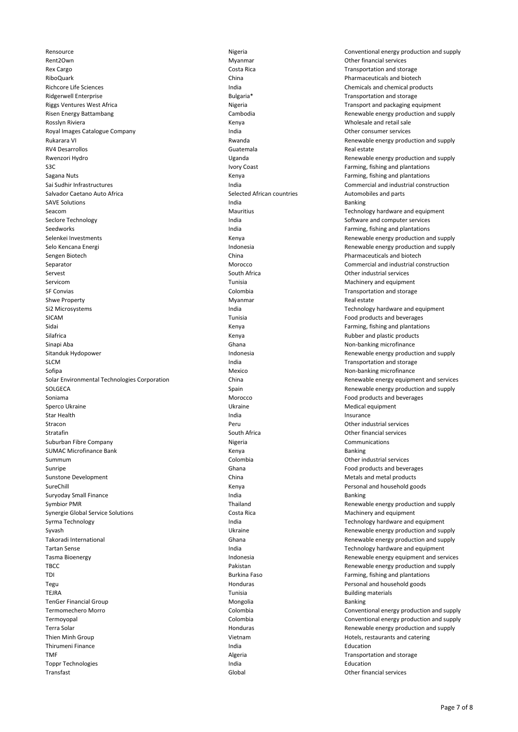| | | |
|---|---|---|
| Rensource | Nigeria | Conventional energy production and supply |
| Rent2Own | Myanmar | Other financial services |
| Rex Cargo | Costa Rica | Transportation and storage |
| RiboQuark | China | Pharmaceuticals and biotech |
| Richcore Life Sciences | India | Chemicals and chemical products |
| Ridgerwell Enterprise | Bulgaria* | Transportation and storage |
| Riggs Ventures West Africa | Nigeria | Transport and packaging equipment |
| Risen Energy Battambang | Cambodia | Renewable energy production and supply |
| Rosslyn Riviera | Kenya | Wholesale and retail sale |
| Royal Images Catalogue Company | India | Other consumer services |
| Rukarara VI | Rwanda | Renewable energy production and supply |
| RV4 Desarrollos | Guatemala | Real estate |
| Rwenzori Hydro | Uganda | Renewable energy production and supply |
| S3C | Ivory Coast | Farming, fishing and plantations |
| Sagana Nuts | Kenya | Farming, fishing and plantations |
| Sai Sudhir Infrastructures | India | Commercial and industrial construction |
| Salvador Caetano Auto Africa | Selected African countries | Automobiles and parts |
| SAVE Solutions | India | Banking |
| Seacom | Mauritius | Technology hardware and equipment |
| Seclore Technology | India | Software and computer services |
| Seedworks | India | Farming, fishing and plantations |
| Selenkei Investments | Kenya | Renewable energy production and supply |
| Selo Kencana Energi | Indonesia | Renewable energy production and supply |
| Sengen Biotech | China | Pharmaceuticals and biotech |
| Separator | Morocco | Commercial and industrial construction |
| Servest | South Africa | Other industrial services |
| Servicom | Tunisia | Machinery and equipment |
| SF Convias | Colombia | Transportation and storage |
| Shwe Property | Myanmar | Real estate |
| Si2 Microsystems | India | Technology hardware and equipment |
| SICAM | Tunisia | Food products and beverages |
| Sidai | Kenya | Farming, fishing and plantations |
| Silafrica | Kenya | Rubber and plastic products |
| Sinapi Aba | Ghana | Non-banking microfinance |
| Sitanduk Hydopower | Indonesia | Renewable energy production and supply |
| SLCM | India | Transportation and storage |
| Sofipa | Mexico | Non-banking microfinance |
| Solar Environmental Technologies Corporation | China | Renewable energy equipment and services |
| SOLGECA | Spain | Renewable energy production and supply |
| Soniama | Morocco | Food products and beverages |
| Sperco Ukraine | Ukraine | Medical equipment |
| Star Health | India | Insurance |
| Stracon | Peru | Other industrial services |
| Stratafin | South Africa | Other financial services |
| Suburban Fibre Company | Nigeria | Communications |
| SUMAC Microfinance Bank | Kenya | Banking |
| Summum | Colombia | Other industrial services |
| Sunripe | Ghana | Food products and beverages |
| Sunstone Development | China | Metals and metal products |
| SureChill | Kenya | Personal and household goods |
| Suryoday Small Finance | India | Banking |
| Symbior PMR | Thailand | Renewable energy production and supply |
| Synergie Global Service Solutions | Costa Rica | Machinery and equipment |
| Syrma Technology | India | Technology hardware and equipment |
| Syvash | Ukraine | Renewable energy production and supply |
| Takoradi International | Ghana | Renewable energy production and supply |
| Tartan Sense | India | Technology hardware and equipment |
| Tasma Bioenergy | Indonesia | Renewable energy equipment and services |
| TBCC | Pakistan | Renewable energy production and supply |
| TDI | Burkina Faso | Farming, fishing and plantations |
| Tegu | Honduras | Personal and household goods |
| TEJRA | Tunisia | Building materials |
| TenGer Financial Group | Mongolia | Banking |
| Termomechero Morro | Colombia | Conventional energy production and supply |
| Termoyopal | Colombia | Conventional energy production and supply |
| Terra Solar | Honduras | Renewable energy production and supply |
| Thien Minh Group | Vietnam | Hotels, restaurants and catering |
| Thirumeni Finance | India | Education |
| TMF | Algeria | Transportation and storage |
| Toppr Technologies | India | Education |
| Transfast | Global | Other financial services |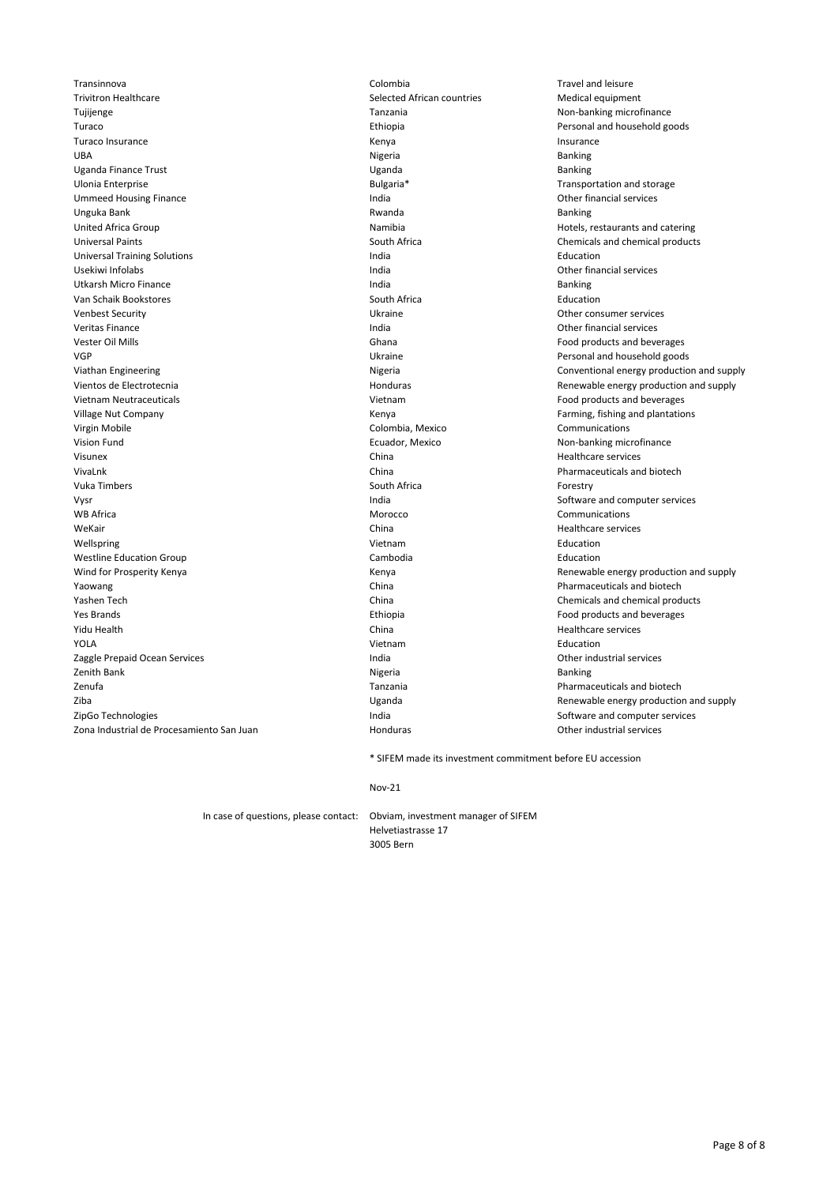| | | |
|---|---|---|
| Transinnova | Colombia | Travel and leisure |
| Trivitron Healthcare | Selected African countries | Medical equipment |
| Tujijenge | Tanzania | Non-banking microfinance |
| Turaco | Ethiopia | Personal and household goods |
| Turaco Insurance | Kenya | Insurance |
| UBA | Nigeria | Banking |
| Uganda Finance Trust | Uganda | Banking |
| Ulonia Enterprise | Bulgaria* | Transportation and storage |
| Ummeed Housing Finance | India | Other financial services |
| Unguka Bank | Rwanda | Banking |
| United Africa Group | Namibia | Hotels, restaurants and catering |
| Universal Paints | South Africa | Chemicals and chemical products |
| Universal Training Solutions | India | Education |
| Usekiwi Infolabs | India | Other financial services |
| Utkarsh Micro Finance | India | Banking |
| Van Schaik Bookstores | South Africa | Education |
| Venbest Security | Ukraine | Other consumer services |
| Veritas Finance | India | Other financial services |
| Vester Oil Mills | Ghana | Food products and beverages |
| VGP | Ukraine | Personal and household goods |
| Viathan Engineering | Nigeria | Conventional energy production and supply |
| Vientos de Electrotecnia | Honduras | Renewable energy production and supply |
| Vietnam Neutraceuticals | Vietnam | Food products and beverages |
| Village Nut Company | Kenya | Farming, fishing and plantations |
| Virgin Mobile | Colombia, Mexico | Communications |
| Vision Fund | Ecuador, Mexico | Non-banking microfinance |
| Visunex | China | Healthcare services |
| VivaLnk | China | Pharmaceuticals and biotech |
| Vuka Timbers | South Africa | Forestry |
| Vysr | India | Software and computer services |
| WB Africa | Morocco | Communications |
| WeKair | China | Healthcare services |
| Wellspring | Vietnam | Education |
| Westline Education Group | Cambodia | Education |
| Wind for Prosperity Kenya | Kenya | Renewable energy production and supply |
| Yaowang | China | Pharmaceuticals and biotech |
| Yashen Tech | China | Chemicals and chemical products |
| Yes Brands | Ethiopia | Food products and beverages |
| Yidu Health | China | Healthcare services |
| YOLA | Vietnam | Education |
| Zaggle Prepaid Ocean Services | India | Other industrial services |
| Zenith Bank | Nigeria | Banking |
| Zenufa | Tanzania | Pharmaceuticals and biotech |
| Ziba | Uganda | Renewable energy production and supply |
| ZipGo Technologies | India | Software and computer services |
| Zona Industrial de Procesamiento San Juan | Honduras | Other industrial services |

* SIFEM made its investment commitment before EU accession

Nov-21

In case of questions, please contact: Obviam, investment manager of SIFEM
Helvetiastrasse 17
3005 Bern